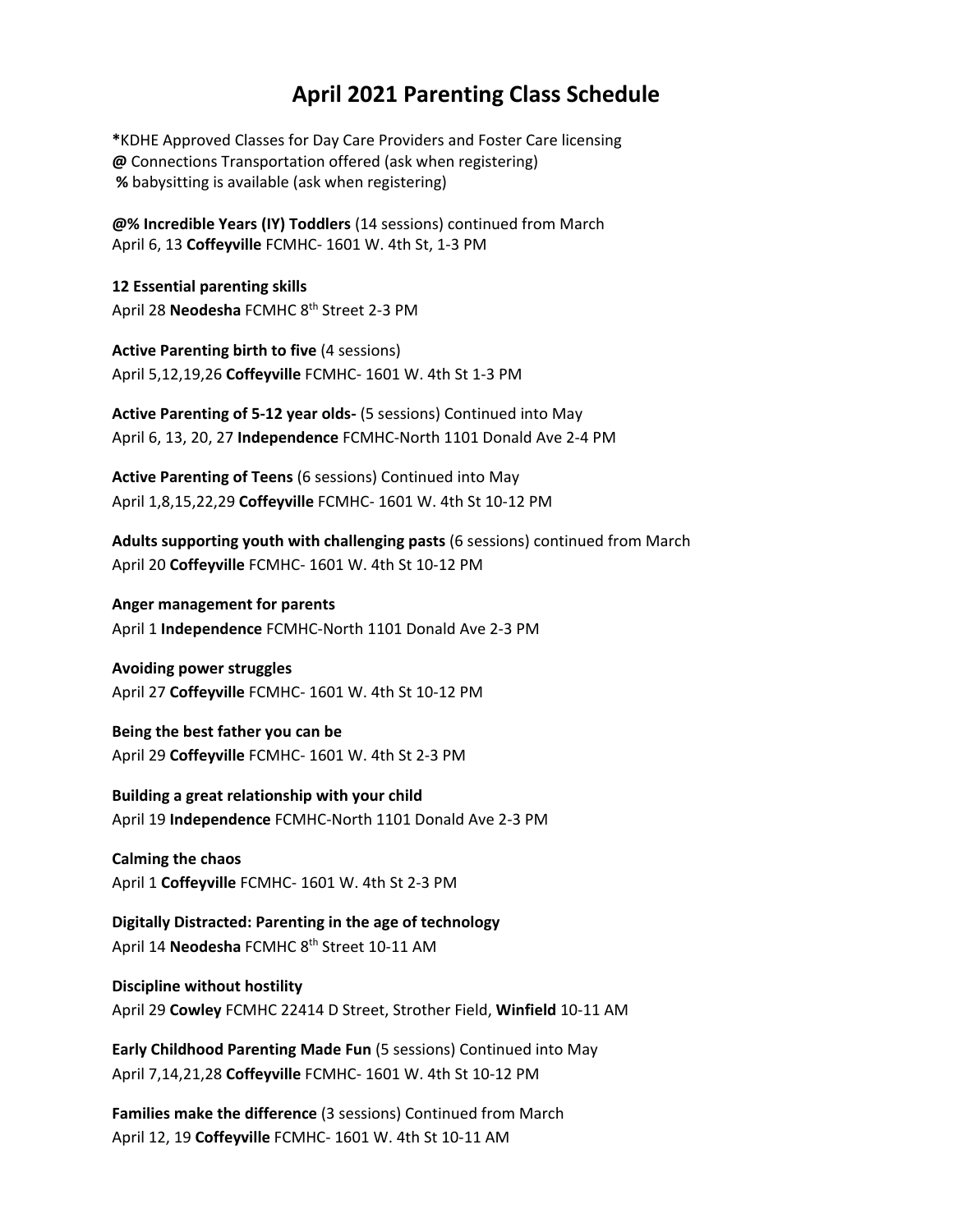# April 2021 Parenting Class Schedule

**\***KDHE Approved Classes for Day Care Providers and Foster Care licensing
**@** Connections Transportation offered (ask when registering)
**%** babysitting is available (ask when registering)

**@% Incredible Years (IY) Toddlers** (14 sessions) continued from March
April 6, 13 **Coffeyville** FCMHC- 1601 W. 4th St, 1-3 PM

**12 Essential parenting skills**
April 28 **Neodesha** FCMHC 8th Street 2-3 PM

**Active Parenting birth to five** (4 sessions)
April 5,12,19,26 **Coffeyville** FCMHC- 1601 W. 4th St 1-3 PM

**Active Parenting of 5-12 year olds-** (5 sessions) Continued into May
April 6, 13, 20, 27 **Independence** FCMHC-North 1101 Donald Ave 2-4 PM

**Active Parenting of Teens** (6 sessions) Continued into May
April 1,8,15,22,29 **Coffeyville** FCMHC- 1601 W. 4th St 10-12 PM

**Adults supporting youth with challenging pasts** (6 sessions) continued from March
April 20 **Coffeyville** FCMHC- 1601 W. 4th St 10-12 PM

**Anger management for parents**
April 1 **Independence** FCMHC-North 1101 Donald Ave 2-3 PM

**Avoiding power struggles**
April 27 **Coffeyville** FCMHC- 1601 W. 4th St 10-12 PM

**Being the best father you can be**
April 29 **Coffeyville** FCMHC- 1601 W. 4th St 2-3 PM

**Building a great relationship with your child**
April 19 **Independence** FCMHC-North 1101 Donald Ave 2-3 PM

**Calming the chaos**
April 1 **Coffeyville** FCMHC- 1601 W. 4th St 2-3 PM

**Digitally Distracted: Parenting in the age of technology**
April 14 **Neodesha** FCMHC 8th Street 10-11 AM

**Discipline without hostility**
April 29 **Cowley** FCMHC 22414 D Street, Strother Field, **Winfield** 10-11 AM

**Early Childhood Parenting Made Fun** (5 sessions) Continued into May
April 7,14,21,28 **Coffeyville** FCMHC- 1601 W. 4th St 10-12 PM

**Families make the difference** (3 sessions) Continued from March
April 12, 19 **Coffeyville** FCMHC- 1601 W. 4th St 10-11 AM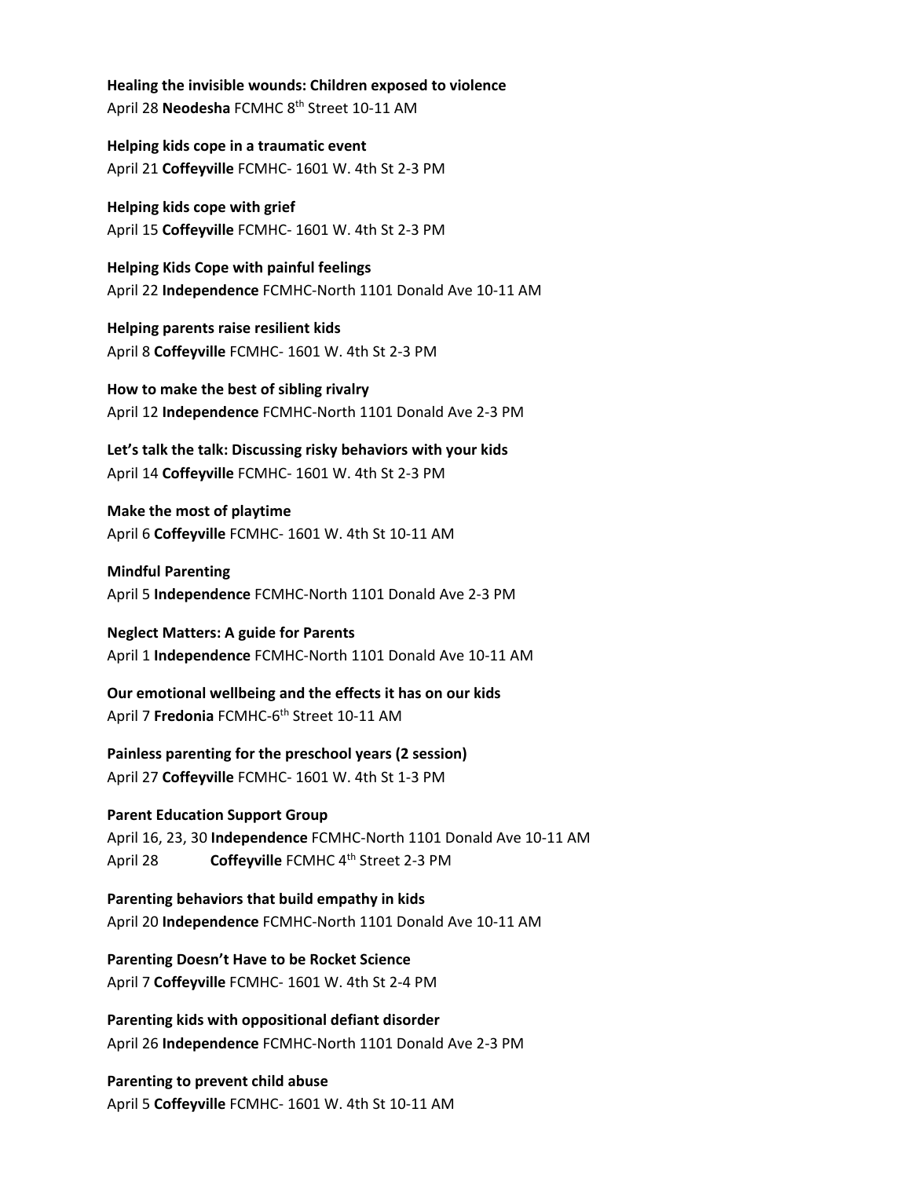**Healing the invisible wounds: Children exposed to violence**
April 28 **Neodesha** FCMHC 8th Street 10-11 AM

**Helping kids cope in a traumatic event**
April 21 **Coffeyville** FCMHC- 1601 W. 4th St 2-3 PM

**Helping kids cope with grief**
April 15 **Coffeyville** FCMHC- 1601 W. 4th St 2-3 PM

**Helping Kids Cope with painful feelings**
April 22 **Independence** FCMHC-North 1101 Donald Ave 10-11 AM

**Helping parents raise resilient kids**
April 8 **Coffeyville** FCMHC- 1601 W. 4th St 2-3 PM

**How to make the best of sibling rivalry**
April 12 **Independence** FCMHC-North 1101 Donald Ave 2-3 PM

**Let's talk the talk: Discussing risky behaviors with your kids**
April 14 **Coffeyville** FCMHC- 1601 W. 4th St 2-3 PM

**Make the most of playtime**
April 6 **Coffeyville** FCMHC- 1601 W. 4th St 10-11 AM

**Mindful Parenting**
April 5 **Independence** FCMHC-North 1101 Donald Ave 2-3 PM

**Neglect Matters: A guide for Parents**
April 1 **Independence** FCMHC-North 1101 Donald Ave 10-11 AM

**Our emotional wellbeing and the effects it has on our kids**
April 7 **Fredonia** FCMHC-6th Street 10-11 AM

**Painless parenting for the preschool years (2 session)**
April 27 **Coffeyville** FCMHC- 1601 W. 4th St 1-3 PM

**Parent Education Support Group**
April 16, 23, 30 **Independence** FCMHC-North 1101 Donald Ave 10-11 AM
April 28 **Coffeyville** FCMHC 4th Street 2-3 PM

**Parenting behaviors that build empathy in kids**
April 20 **Independence** FCMHC-North 1101 Donald Ave 10-11 AM

**Parenting Doesn't Have to be Rocket Science**
April 7 **Coffeyville** FCMHC- 1601 W. 4th St 2-4 PM

**Parenting kids with oppositional defiant disorder**
April 26 **Independence** FCMHC-North 1101 Donald Ave 2-3 PM

**Parenting to prevent child abuse**
April 5 **Coffeyville** FCMHC- 1601 W. 4th St 10-11 AM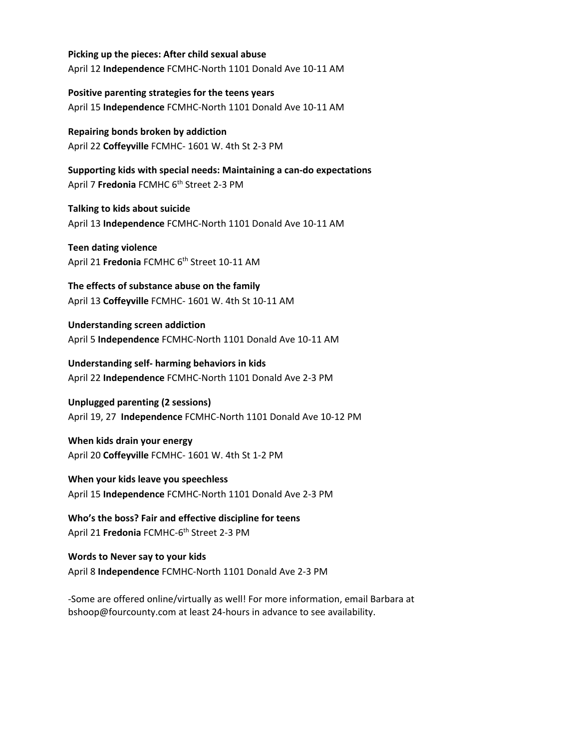**Picking up the pieces: After child sexual abuse**
April 12 **Independence** FCMHC-North 1101 Donald Ave 10-11 AM

**Positive parenting strategies for the teens years**
April 15 **Independence** FCMHC-North 1101 Donald Ave 10-11 AM

**Repairing bonds broken by addiction**
April 22 **Coffeyville** FCMHC- 1601 W. 4th St 2-3 PM

**Supporting kids with special needs: Maintaining a can-do expectations**
April 7 **Fredonia** FCMHC 6th Street 2-3 PM

**Talking to kids about suicide**
April 13 **Independence** FCMHC-North 1101 Donald Ave 10-11 AM

**Teen dating violence**
April 21 **Fredonia** FCMHC 6th Street 10-11 AM

**The effects of substance abuse on the family**
April 13 **Coffeyville** FCMHC- 1601 W. 4th St 10-11 AM

**Understanding screen addiction**
April 5 **Independence** FCMHC-North 1101 Donald Ave 10-11 AM

**Understanding self- harming behaviors in kids**
April 22 **Independence** FCMHC-North 1101 Donald Ave 2-3 PM

**Unplugged parenting (2 sessions)**
April 19, 27 **Independence** FCMHC-North 1101 Donald Ave 10-12 PM

**When kids drain your energy**
April 20 **Coffeyville** FCMHC- 1601 W. 4th St 1-2 PM

**When your kids leave you speechless**
April 15 **Independence** FCMHC-North 1101 Donald Ave 2-3 PM

**Who's the boss? Fair and effective discipline for teens**
April 21 **Fredonia** FCMHC-6th Street 2-3 PM

**Words to Never say to your kids**
April 8 **Independence** FCMHC-North 1101 Donald Ave 2-3 PM

-Some are offered online/virtually as well! For more information, email Barbara at bshoop@fourcounty.com at least 24-hours in advance to see availability.